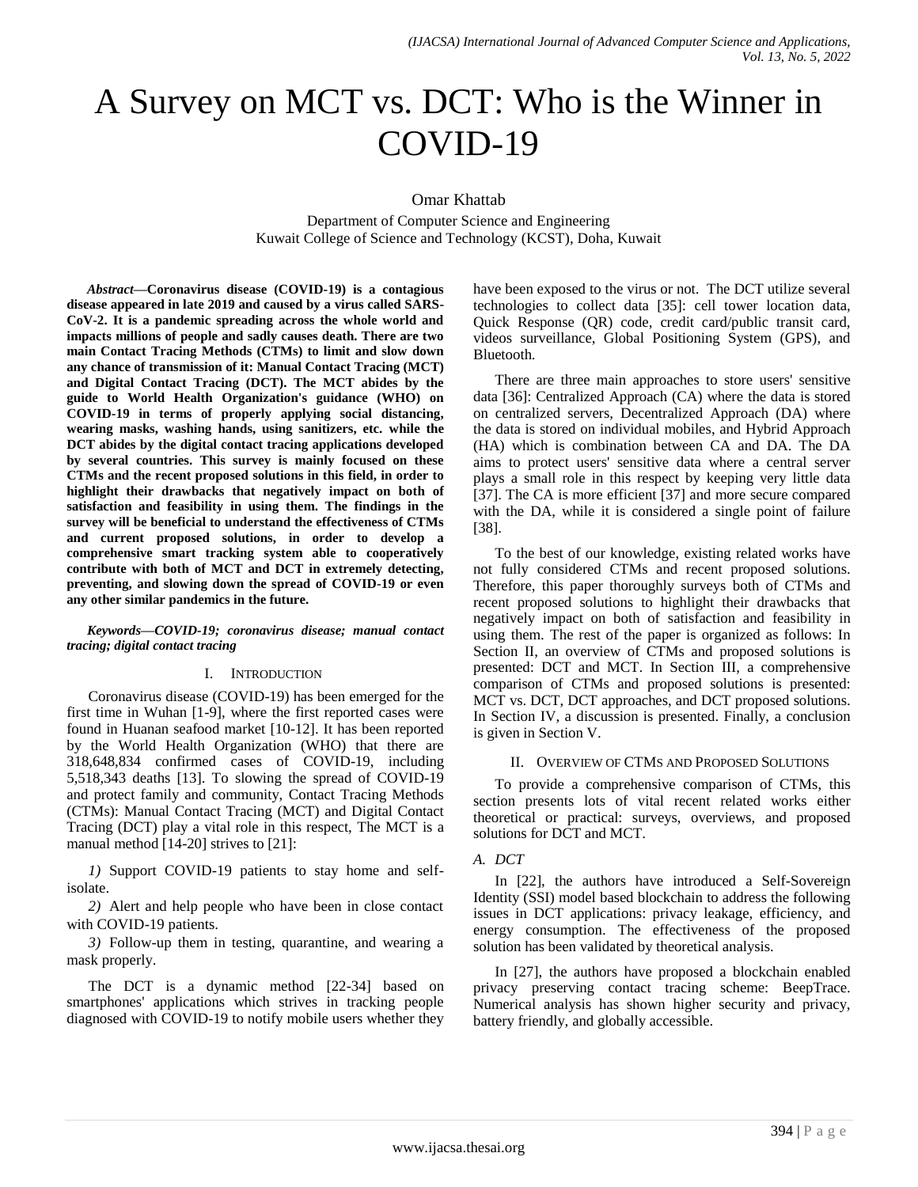# A Survey on MCT vs. DCT: Who is the Winner in COVID-19

Omar Khattab

Department of Computer Science and Engineering
Kuwait College of Science and Technology (KCST), Doha, Kuwait

***Abstract*—Coronavirus disease (COVID-19) is a contagious disease appeared in late 2019 and caused by a virus called SARS-CoV-2. It is a pandemic spreading across the whole world and impacts millions of people and sadly causes death. There are two main Contact Tracing Methods (CTMs) to limit and slow down any chance of transmission of it: Manual Contact Tracing (MCT) and Digital Contact Tracing (DCT). The MCT abides by the guide to World Health Organization's guidance (WHO) on COVID-19 in terms of properly applying social distancing, wearing masks, washing hands, using sanitizers, etc. while the DCT abides by the digital contact tracing applications developed by several countries. This survey is mainly focused on these CTMs and the recent proposed solutions in this field, in order to highlight their drawbacks that negatively impact on both of satisfaction and feasibility in using them. The findings in the survey will be beneficial to understand the effectiveness of CTMs and current proposed solutions, in order to develop a comprehensive smart tracking system able to cooperatively contribute with both of MCT and DCT in extremely detecting, preventing, and slowing down the spread of COVID-19 or even any other similar pandemics in the future.**

***Keywords*—*COVID-19; coronavirus disease; manual contact tracing; digital contact tracing***

## I. Introduction

Coronavirus disease (COVID-19) has been emerged for the first time in Wuhan [1-9], where the first reported cases were found in Huanan seafood market [10-12]. It has been reported by the World Health Organization (WHO) that there are 318,648,834 confirmed cases of COVID-19, including 5,518,343 deaths [13]. To slowing the spread of COVID-19 and protect family and community, Contact Tracing Methods (CTMs): Manual Contact Tracing (MCT) and Digital Contact Tracing (DCT) play a vital role in this respect, The MCT is a manual method [14-20] strives to [21]:

*1)* Support COVID-19 patients to stay home and self-isolate.

*2)* Alert and help people who have been in close contact with COVID-19 patients.

*3)* Follow-up them in testing, quarantine, and wearing a mask properly.

The DCT is a dynamic method [22-34] based on smartphones' applications which strives in tracking people diagnosed with COVID-19 to notify mobile users whether they have been exposed to the virus or not. The DCT utilize several technologies to collect data [35]: cell tower location data, Quick Response (QR) code, credit card/public transit card, videos surveillance, Global Positioning System (GPS), and Bluetooth.

There are three main approaches to store users' sensitive data [36]: Centralized Approach (CA) where the data is stored on centralized servers, Decentralized Approach (DA) where the data is stored on individual mobiles, and Hybrid Approach (HA) which is combination between CA and DA. The DA aims to protect users' sensitive data where a central server plays a small role in this respect by keeping very little data [37]. The CA is more efficient [37] and more secure compared with the DA, while it is considered a single point of failure [38].

To the best of our knowledge, existing related works have not fully considered CTMs and recent proposed solutions. Therefore, this paper thoroughly surveys both of CTMs and recent proposed solutions to highlight their drawbacks that negatively impact on both of satisfaction and feasibility in using them. The rest of the paper is organized as follows: In Section II, an overview of CTMs and proposed solutions is presented: DCT and MCT. In Section III, a comprehensive comparison of CTMs and proposed solutions is presented: MCT vs. DCT, DCT approaches, and DCT proposed solutions. In Section IV, a discussion is presented. Finally, a conclusion is given in Section V.

## II. Overview of CTMs and Proposed Solutions

To provide a comprehensive comparison of CTMs, this section presents lots of vital recent related works either theoretical or practical: surveys, overviews, and proposed solutions for DCT and MCT.

### *A. DCT*

In [22], the authors have introduced a Self-Sovereign Identity (SSI) model based blockchain to address the following issues in DCT applications: privacy leakage, efficiency, and energy consumption. The effectiveness of the proposed solution has been validated by theoretical analysis.

In [27], the authors have proposed a blockchain enabled privacy preserving contact tracing scheme: BeepTrace. Numerical analysis has shown higher security and privacy, battery friendly, and globally accessible.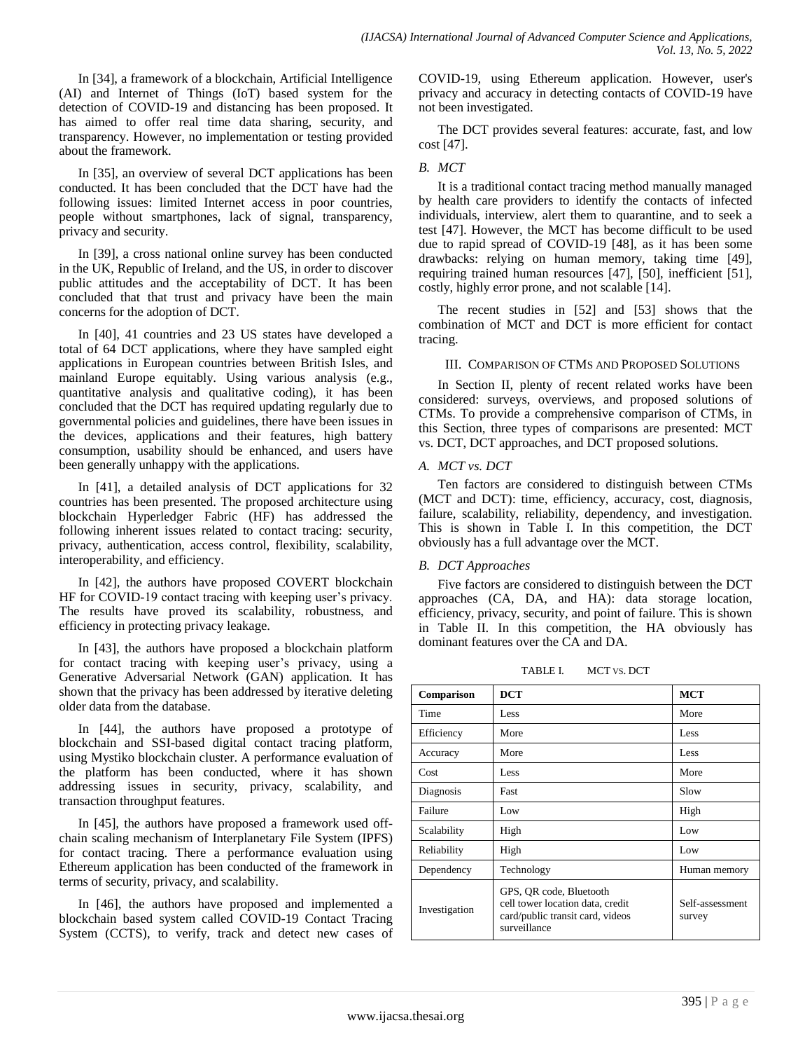In [34], a framework of a blockchain, Artificial Intelligence (AI) and Internet of Things (IoT) based system for the detection of COVID-19 and distancing has been proposed. It has aimed to offer real time data sharing, security, and transparency. However, no implementation or testing provided about the framework.

In [35], an overview of several DCT applications has been conducted. It has been concluded that the DCT have had the following issues: limited Internet access in poor countries, people without smartphones, lack of signal, transparency, privacy and security.

In [39], a cross national online survey has been conducted in the UK, Republic of Ireland, and the US, in order to discover public attitudes and the acceptability of DCT. It has been concluded that that trust and privacy have been the main concerns for the adoption of DCT.

In [40], 41 countries and 23 US states have developed a total of 64 DCT applications, where they have sampled eight applications in European countries between British Isles, and mainland Europe equitably. Using various analysis (e.g., quantitative analysis and qualitative coding), it has been concluded that the DCT has required updating regularly due to governmental policies and guidelines, there have been issues in the devices, applications and their features, high battery consumption, usability should be enhanced, and users have been generally unhappy with the applications.

In [41], a detailed analysis of DCT applications for 32 countries has been presented. The proposed architecture using blockchain Hyperledger Fabric (HF) has addressed the following inherent issues related to contact tracing: security, privacy, authentication, access control, flexibility, scalability, interoperability, and efficiency.

In [42], the authors have proposed COVERT blockchain HF for COVID-19 contact tracing with keeping user's privacy. The results have proved its scalability, robustness, and efficiency in protecting privacy leakage.

In [43], the authors have proposed a blockchain platform for contact tracing with keeping user's privacy, using a Generative Adversarial Network (GAN) application. It has shown that the privacy has been addressed by iterative deleting older data from the database.

In [44], the authors have proposed a prototype of blockchain and SSI-based digital contact tracing platform, using Mystiko blockchain cluster. A performance evaluation of the platform has been conducted, where it has shown addressing issues in security, privacy, scalability, and transaction throughput features.

In [45], the authors have proposed a framework used off-chain scaling mechanism of Interplanetary File System (IPFS) for contact tracing. There a performance evaluation using Ethereum application has been conducted of the framework in terms of security, privacy, and scalability.

In [46], the authors have proposed and implemented a blockchain based system called COVID-19 Contact Tracing System (CCTS), to verify, track and detect new cases of COVID-19, using Ethereum application. However, user's privacy and accuracy in detecting contacts of COVID-19 have not been investigated.

The DCT provides several features: accurate, fast, and low cost [47].

### *B. MCT*

It is a traditional contact tracing method manually managed by health care providers to identify the contacts of infected individuals, interview, alert them to quarantine, and to seek a test [47]. However, the MCT has become difficult to be used due to rapid spread of COVID-19 [48], as it has been some drawbacks: relying on human memory, taking time [49], requiring trained human resources [47], [50], inefficient [51], costly, highly error prone, and not scalable [14].

The recent studies in [52] and [53] shows that the combination of MCT and DCT is more efficient for contact tracing.

## III. Comparison of CTMs and Proposed Solutions

In Section II, plenty of recent related works have been considered: surveys, overviews, and proposed solutions of CTMs. To provide a comprehensive comparison of CTMs, in this Section, three types of comparisons are presented: MCT vs. DCT, DCT approaches, and DCT proposed solutions.

### *A. MCT vs. DCT*

Ten factors are considered to distinguish between CTMs (MCT and DCT): time, efficiency, accuracy, cost, diagnosis, failure, scalability, reliability, dependency, and investigation. This is shown in Table I. In this competition, the DCT obviously has a full advantage over the MCT.

### *B. DCT Approaches*

Five factors are considered to distinguish between the DCT approaches (CA, DA, and HA): data storage location, efficiency, privacy, security, and point of failure. This is shown in Table II. In this competition, the HA obviously has dominant features over the CA and DA.

TABLE I. MCT vs. DCT

| Comparison | DCT | MCT |
|---|---|---|
| Time | Less | More |
| Efficiency | More | Less |
| Accuracy | More | Less |
| Cost | Less | More |
| Diagnosis | Fast | Slow |
| Failure | Low | High |
| Scalability | High | Low |
| Reliability | High | Low |
| Dependency | Technology | Human memory |
| Investigation | GPS, QR code, Bluetooth cell tower location data, credit card/public transit card, videos surveillance | Self-assessment survey |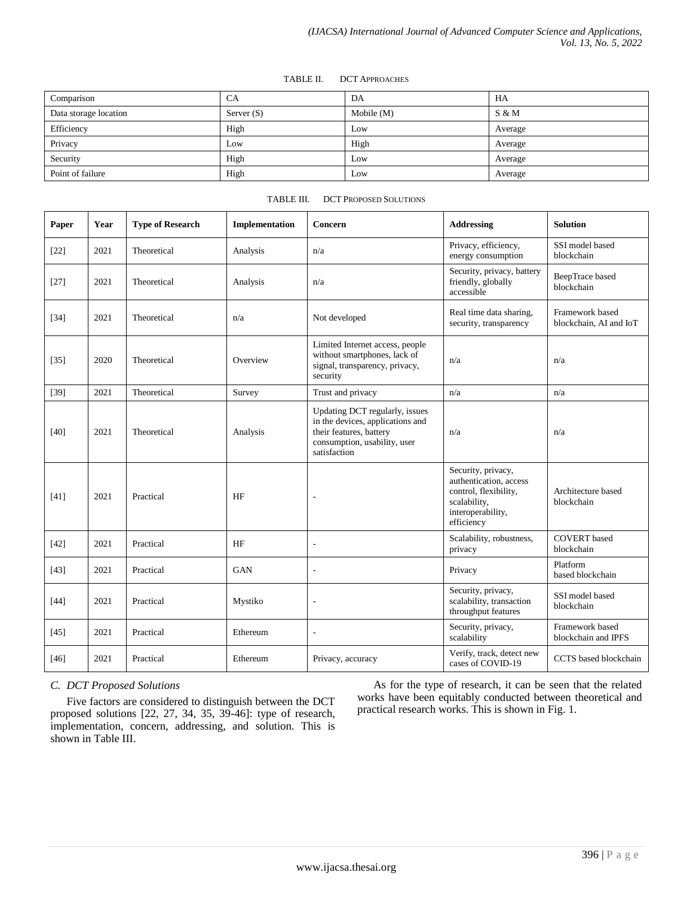TABLE II. DCT APPROACHES

| Comparison | CA | DA | HA |
|---|---|---|---|
| Data storage location | Server (S) | Mobile (M) | S & M |
| Efficiency | High | Low | Average |
| Privacy | Low | High | Average |
| Security | High | Low | Average |
| Point of failure | High | Low | Average |

TABLE III. DCT PROPOSED SOLUTIONS

| Paper | Year | Type of Research | Implementation | Concern | Addressing | Solution |
|---|---|---|---|---|---|---|
| [22] | 2021 | Theoretical | Analysis | n/a | Privacy, efficiency, energy consumption | SSI model based blockchain |
| [27] | 2021 | Theoretical | Analysis | n/a | Security, privacy, battery friendly, globally accessible | BeepTrace based blockchain |
| [34] | 2021 | Theoretical | n/a | Not developed | Real time data sharing, security, transparency | Framework based blockchain, AI and IoT |
| [35] | 2020 | Theoretical | Overview | Limited Internet access, people without smartphones, lack of signal, transparency, privacy, security | n/a | n/a |
| [39] | 2021 | Theoretical | Survey | Trust and privacy | n/a | n/a |
| [40] | 2021 | Theoretical | Analysis | Updating DCT regularly, issues in the devices, applications and their features, battery consumption, usability, user satisfaction | n/a | n/a |
| [41] | 2021 | Practical | HF | - | Security, privacy, authentication, access control, flexibility, scalability, interoperability, efficiency | Architecture based blockchain |
| [42] | 2021 | Practical | HF | - | Scalability, robustness, privacy | COVERT based blockchain |
| [43] | 2021 | Practical | GAN | - | Privacy | Platform based blockchain |
| [44] | 2021 | Practical | Mystiko | - | Security, privacy, scalability, transaction throughput features | SSI model based blockchain |
| [45] | 2021 | Practical | Ethereum | - | Security, privacy, scalability | Framework based blockchain and IPFS |
| [46] | 2021 | Practical | Ethereum | Privacy, accuracy | Verify, track, detect new cases of COVID-19 | CCTS based blockchain |

### *C. DCT Proposed Solutions*

Five factors are considered to distinguish between the DCT proposed solutions [22, 27, 34, 35, 39-46]: type of research, implementation, concern, addressing, and solution. This is shown in Table III.

As for the type of research, it can be seen that the related works have been equitably conducted between theoretical and practical research works. This is shown in Fig. 1.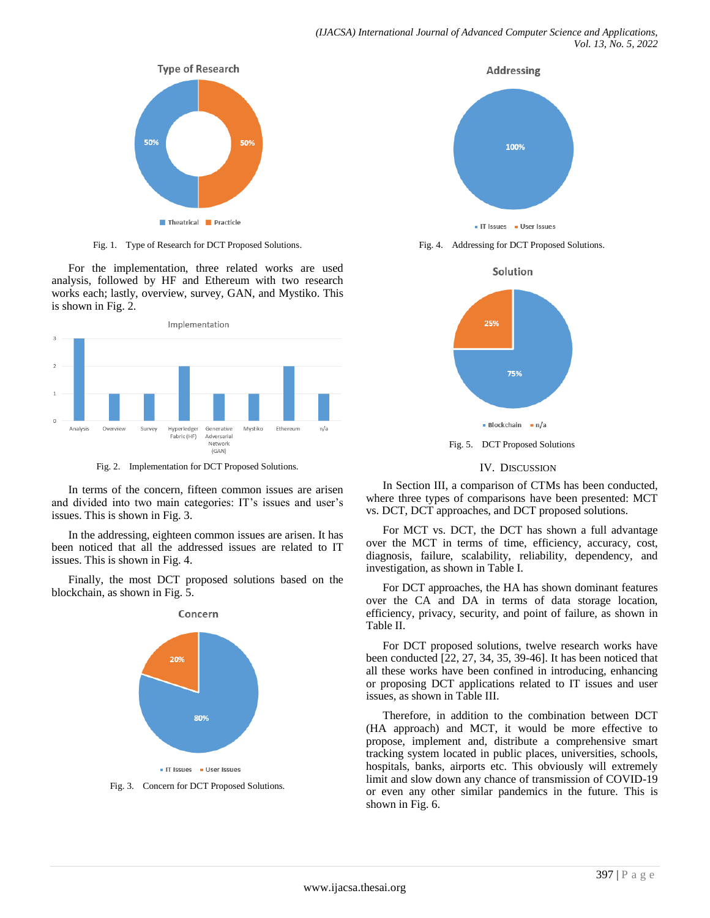Fig. 1. Type of Research for DCT Proposed Solutions.

For the implementation, three related works are used analysis, followed by HF and Ethereum with two research works each; lastly, overview, survey, GAN, and Mystiko. This is shown in Fig. 2.

Fig. 2. Implementation for DCT Proposed Solutions.

In terms of the concern, fifteen common issues are arisen and divided into two main categories: IT's issues and user's issues. This is shown in Fig. 3.

In the addressing, eighteen common issues are arisen. It has been noticed that all the addressed issues are related to IT issues. This is shown in Fig. 4.

Finally, the most DCT proposed solutions based on the blockchain, as shown in Fig. 5.

Fig. 3. Concern for DCT Proposed Solutions.

Fig. 4. Addressing for DCT Proposed Solutions.

Fig. 5. DCT Proposed Solutions

## IV. Discussion

In Section III, a comparison of CTMs has been conducted, where three types of comparisons have been presented: MCT vs. DCT, DCT approaches, and DCT proposed solutions.

For MCT vs. DCT, the DCT has shown a full advantage over the MCT in terms of time, efficiency, accuracy, cost, diagnosis, failure, scalability, reliability, dependency, and investigation, as shown in Table I.

For DCT approaches, the HA has shown dominant features over the CA and DA in terms of data storage location, efficiency, privacy, security, and point of failure, as shown in Table II.

For DCT proposed solutions, twelve research works have been conducted [22, 27, 34, 35, 39-46]. It has been noticed that all these works have been confined in introducing, enhancing or proposing DCT applications related to IT issues and user issues, as shown in Table III.

Therefore, in addition to the combination between DCT (HA approach) and MCT, it would be more effective to propose, implement and, distribute a comprehensive smart tracking system located in public places, universities, schools, hospitals, banks, airports etc. This obviously will extremely limit and slow down any chance of transmission of COVID-19 or even any other similar pandemics in the future. This is shown in Fig. 6.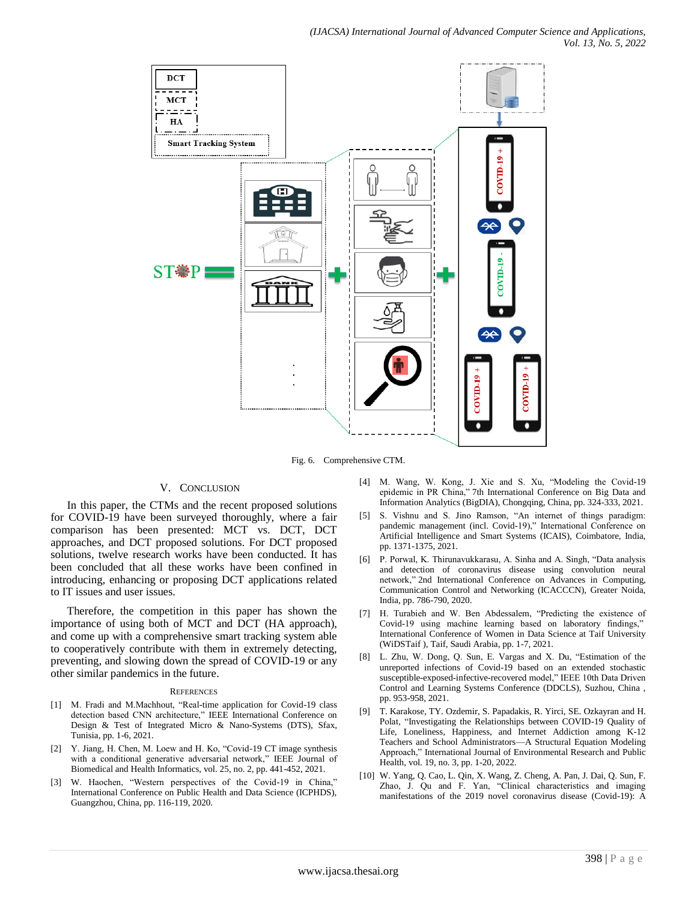Fig. 6. Comprehensive CTM.

## V. Conclusion

In this paper, the CTMs and the recent proposed solutions for COVID-19 have been surveyed thoroughly, where a fair comparison has been presented: MCT vs. DCT, DCT approaches, and DCT proposed solutions. For DCT proposed solutions, twelve research works have been conducted. It has been concluded that all these works have been confined in introducing, enhancing or proposing DCT applications related to IT issues and user issues.

Therefore, the competition in this paper has shown the importance of using both of MCT and DCT (HA approach), and come up with a comprehensive smart tracking system able to cooperatively contribute with them in extremely detecting, preventing, and slowing down the spread of COVID-19 or any other similar pandemics in the future.

## References

[1] M. Fradi and M.Machhout, "Real-time application for Covid-19 class detection based CNN architecture," IEEE International Conference on Design & Test of Integrated Micro & Nano-Systems (DTS), Sfax, Tunisia, pp. 1-6, 2021.

[2] Y. Jiang, H. Chen, M. Loew and H. Ko, "Covid-19 CT image synthesis with a conditional generative adversarial network," IEEE Journal of Biomedical and Health Informatics, vol. 25, no. 2, pp. 441-452, 2021.

[3] W. Haochen, "Western perspectives of the Covid-19 in China," International Conference on Public Health and Data Science (ICPHDS), Guangzhou, China, pp. 116-119, 2020.

[4] M. Wang, W. Kong, J. Xie and S. Xu, "Modeling the Covid-19 epidemic in PR China," 7th International Conference on Big Data and Information Analytics (BigDIA), Chongqing, China, pp. 324-333, 2021.

[5] S. Vishnu and S. Jino Ramson, "An internet of things paradigm: pandemic management (incl. Covid-19)," International Conference on Artificial Intelligence and Smart Systems (ICAIS), Coimbatore, India, pp. 1371-1375, 2021.

[6] P. Porwal, K. Thirunavukkarasu, A. Sinha and A. Singh, "Data analysis and detection of coronavirus disease using convolution neural network," 2nd International Conference on Advances in Computing, Communication Control and Networking (ICACCCN), Greater Noida, India, pp. 786-790, 2020.

[7] H. Turabieh and W. Ben Abdessalem, "Predicting the existence of Covid-19 using machine learning based on laboratory findings," International Conference of Women in Data Science at Taif University (WiDSTaif ), Taif, Saudi Arabia, pp. 1-7, 2021.

[8] L. Zhu, W. Dong, Q. Sun, E. Vargas and X. Du, "Estimation of the unreported infections of Covid-19 based on an extended stochastic susceptible-exposed-infective-recovered model," IEEE 10th Data Driven Control and Learning Systems Conference (DDCLS), Suzhou, China , pp. 953-958, 2021.

[9] T. Karakose, TY. Ozdemir, S. Papadakis, R. Yirci, SE. Ozkayran and H. Polat, "Investigating the Relationships between COVID-19 Quality of Life, Loneliness, Happiness, and Internet Addiction among K-12 Teachers and School Administrators—A Structural Equation Modeling Approach," International Journal of Environmental Research and Public Health, vol. 19, no. 3, pp. 1-20, 2022.

[10] W. Yang, Q. Cao, L. Qin, X. Wang, Z. Cheng, A. Pan, J. Dai, Q. Sun, F. Zhao, J. Qu and F. Yan, "Clinical characteristics and imaging manifestations of the 2019 novel coronavirus disease (Covid-19): A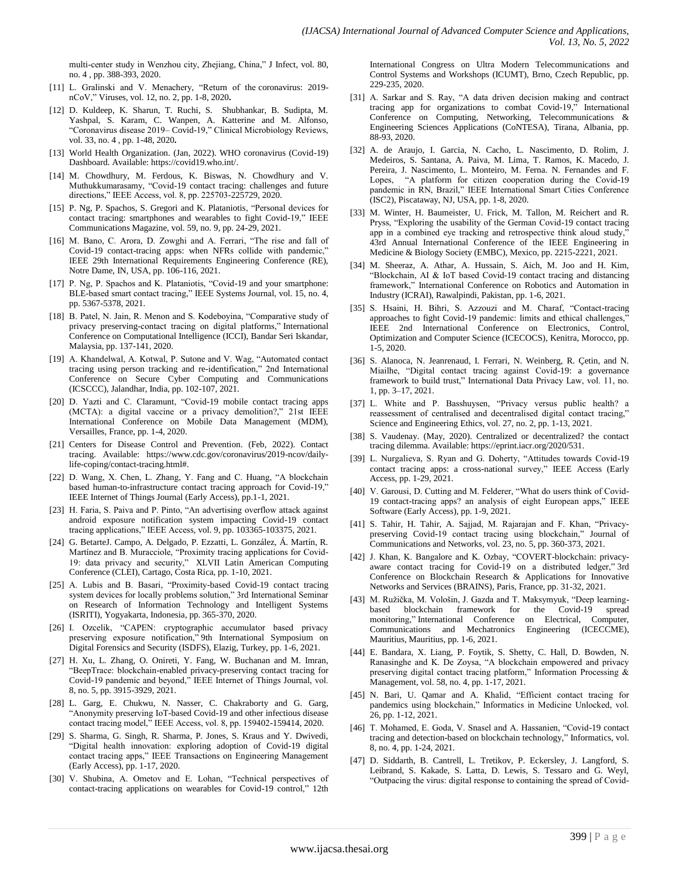multi-center study in Wenzhou city, Zhejiang, China," J Infect, vol. 80, no. 4 , pp. 388-393, 2020.

[11] L. Gralinski and V. Menachery, "Return of the coronavirus: 2019-nCoV," Viruses, vol. 12, no. 2, pp. 1-8, 2020**.**

[12] D. Kuldeep, K. Sharun, T. Ruchi, S. Shubhankar, B. Sudipta, M. Yashpal, S. Karam, C. Wanpen, A. Katterine and M. Alfonso, "Coronavirus disease 2019– Covid-19," Clinical Microbiology Reviews, vol. 33, no. 4 , pp. 1-48, 2020**.**

[13] World Health Organization. (Jan, 2022). WHO coronavirus (Covid-19) Dashboard. Available: https://covid19.who.int/.

[14] M. Chowdhury, M. Ferdous, K. Biswas, N. Chowdhury and V. Muthukkumarasamy, "Covid-19 contact tracing: challenges and future directions," IEEE Access, vol. 8, pp. 225703-225729, 2020.

[15] P. Ng, P. Spachos, S. Gregori and K. Plataniotis, "Personal devices for contact tracing: smartphones and wearables to fight Covid-19," IEEE Communications Magazine, vol. 59, no. 9, pp. 24-29, 2021.

[16] M. Bano, C. Arora, D. Zowghi and A. Ferrari, "The rise and fall of Covid-19 contact-tracing apps: when NFRs collide with pandemic," IEEE 29th International Requirements Engineering Conference (RE), Notre Dame, IN, USA, pp. 106-116, 2021.

[17] P. Ng, P. Spachos and K. Plataniotis, "Covid-19 and your smartphone: BLE-based smart contact tracing," IEEE Systems Journal, vol. 15, no. 4, pp. 5367-5378, 2021.

[18] B. Patel, N. Jain, R. Menon and S. Kodeboyina, "Comparative study of privacy preserving-contact tracing on digital platforms," International Conference on Computational Intelligence (ICCI), Bandar Seri Iskandar, Malaysia, pp. 137-141, 2020.

[19] A. Khandelwal, A. Kotwal, P. Sutone and V. Wag, "Automated contact tracing using person tracking and re-identification," 2nd International Conference on Secure Cyber Computing and Communications (ICSCCC), Jalandhar, India, pp. 102-107, 2021.

[20] D. Yazti and C. Claramunt, "Covid-19 mobile contact tracing apps (MCTA): a digital vaccine or a privacy demolition?," 21st IEEE International Conference on Mobile Data Management (MDM), Versailles, France, pp. 1-4, 2020.

[21] Centers for Disease Control and Prevention. (Feb, 2022). Contact tracing. Available: https://www.cdc.gov/coronavirus/2019-ncov/daily-life-coping/contact-tracing.html#.

[22] D. Wang, X. Chen, L. Zhang, Y. Fang and C. Huang, "A blockchain based human-to-infrastructure contact tracing approach for Covid-19," IEEE Internet of Things Journal (Early Access), pp.1-1, 2021.

[23] H. Faria, S. Paiva and P. Pinto, "An advertising overflow attack against android exposure notification system impacting Covid-19 contact tracing applications," IEEE Access, vol. 9, pp. 103365-103375, 2021.

[24] G. BetarteJ. Campo, A. Delgado, P. Ezzatti, L. González, Á. Martín, R. Martínez and B. Muracciole, "Proximity tracing applications for Covid-19: data privacy and security," XLVII Latin American Computing Conference (CLEI), Cartago, Costa Rica, pp. 1-10, 2021.

[25] A. Lubis and B. Basari, "Proximity-based Covid-19 contact tracing system devices for locally problems solution," 3rd International Seminar on Research of Information Technology and Intelligent Systems (ISRITI), Yogyakarta, Indonesia, pp. 365-370, 2020.

[26] I. Ozcelik, "CAPEN: cryptographic accumulator based privacy preserving exposure notification," 9th International Symposium on Digital Forensics and Security (ISDFS), Elazig, Turkey, pp. 1-6, 2021.

[27] H. Xu, L. Zhang, O. Onireti, Y. Fang, W. Buchanan and M. Imran, "BeepTrace: blockchain-enabled privacy-preserving contact tracing for Covid-19 pandemic and beyond," IEEE Internet of Things Journal, vol. 8, no. 5, pp. 3915-3929, 2021.

[28] L. Garg, E. Chukwu, N. Nasser, C. Chakraborty and G. Garg, "Anonymity preserving IoT-based Covid-19 and other infectious disease contact tracing model," IEEE Access, vol. 8, pp. 159402-159414, 2020.

[29] S. Sharma, G. Singh, R. Sharma, P. Jones, S. Kraus and Y. Dwivedi, "Digital health innovation: exploring adoption of Covid-19 digital contact tracing apps," IEEE Transactions on Engineering Management (Early Access), pp. 1-17, 2020.

[30] V. Shubina, A. Ometov and E. Lohan, "Technical perspectives of contact-tracing applications on wearables for Covid-19 control," 12th International Congress on Ultra Modern Telecommunications and Control Systems and Workshops (ICUMT), Brno, Czech Republic, pp. 229-235, 2020.

[31] A. Sarkar and S. Ray, "A data driven decision making and contract tracing app for organizations to combat Covid-19," International Conference on Computing, Networking, Telecommunications & Engineering Sciences Applications (CoNTESA), Tirana, Albania, pp. 88-93, 2020.

[32] A. de Araujo, I. Garcia, N. Cacho, L. Nascimento, D. Rolim, J. Medeiros, S. Santana, A. Paiva, M. Lima, T. Ramos, K. Macedo, J. Pereira, J. Nascimento, L. Monteiro, M. Ferna. N. Fernandes and F. Lopes, "A platform for citizen cooperation during the Covid-19 pandemic in RN, Brazil," IEEE International Smart Cities Conference (ISC2), Piscataway, NJ, USA, pp. 1-8, 2020.

[33] M. Winter, H. Baumeister, U. Frick, M. Tallon, M. Reichert and R. Pryss, "Exploring the usability of the German Covid-19 contact tracing app in a combined eye tracking and retrospective think aloud study," 43rd Annual International Conference of the IEEE Engineering in Medicine & Biology Society (EMBC), Mexico, pp. 2215-2221, 2021.

[34] M. Sheeraz, A. Athar, A. Hussain, S. Aich, M. Joo and H. Kim, "Blockchain, AI & IoT based Covid-19 contact tracing and distancing framework," International Conference on Robotics and Automation in Industry (ICRAI), Rawalpindi, Pakistan, pp. 1-6, 2021.

[35] S. Hsaini, H. Bihri, S. Azzouzi and M. Charaf, "Contact-tracing approaches to fight Covid-19 pandemic: limits and ethical challenges," IEEE 2nd International Conference on Electronics, Control, Optimization and Computer Science (ICECOCS), Kenitra, Morocco, pp. 1-5, 2020.

[36] S. Alanoca, N. Jeanrenaud, I. Ferrari, N. Weinberg, R. Çetin, and N. Miailhe, "Digital contact tracing against Covid-19: a governance framework to build trust," International Data Privacy Law, vol. 11, no. 1, pp. 3–17, 2021.

[37] L. White and P. Basshuysen, "Privacy versus public health? a reassessment of centralised and decentralised digital contact tracing," Science and Engineering Ethics, vol. 27, no. 2, pp. 1-13, 2021.

[38] S. Vaudenay. (May, 2020). Centralized or decentralized? the contact tracing dilemma. Available: https://eprint.iacr.org/2020/531.

[39] L. Nurgalieva, S. Ryan and G. Doherty, "Attitudes towards Covid-19 contact tracing apps: a cross-national survey," IEEE Access (Early Access, pp. 1-29, 2021.

[40] V. Garousi, D. Cutting and M. Felderer, "What do users think of Covid-19 contact-tracing apps? an analysis of eight European apps," IEEE Software (Early Access), pp. 1-9, 2021.

[41] S. Tahir, H. Tahir, A. Sajjad, M. Rajarajan and F. Khan, "Privacy-preserving Covid-19 contact tracing using blockchain," Journal of Communications and Networks, vol. 23, no. 5, pp. 360-373, 2021.

[42] J. Khan, K. Bangalore and K. Ozbay, "COVERT-blockchain: privacy-aware contact tracing for Covid-19 on a distributed ledger," 3rd Conference on Blockchain Research & Applications for Innovative Networks and Services (BRAINS), Paris, France, pp. 31-32, 2021.

[43] M. Ružička, M. Vološin, J. Gazda and T. Maksymyuk, "Deep learning-based blockchain framework for the Covid-19 spread monitoring," International Conference on Electrical, Computer, Communications and Mechatronics Engineering (ICECCME), Mauritius, Mauritius, pp. 1-6, 2021.

[44] E. Bandara, X. Liang, P. Foytik, S. Shetty, C. Hall, D. Bowden, N. Ranasinghe and K. De Zoysa, "A blockchain empowered and privacy preserving digital contact tracing platform," Information Processing & Management, vol. 58, no. 4, pp. 1-17, 2021.

[45] N. Bari, U. Qamar and A. Khalid, "Efficient contact tracing for pandemics using blockchain," Informatics in Medicine Unlocked, vol. 26, pp. 1-12, 2021.

[46] T. Mohamed, E. Goda, V. Snasel and A. Hassanien, "Covid-19 contact tracing and detection-based on blockchain technology," Informatics, vol. 8, no. 4, pp. 1-24, 2021.

[47] D. Siddarth, B. Cantrell, L. Tretikov, P. Eckersley, J. Langford, S. Leibrand, S. Kakade, S. Latta, D. Lewis, S. Tessaro and G. Weyl, "Outpacing the virus: digital response to containing the spread of Covid-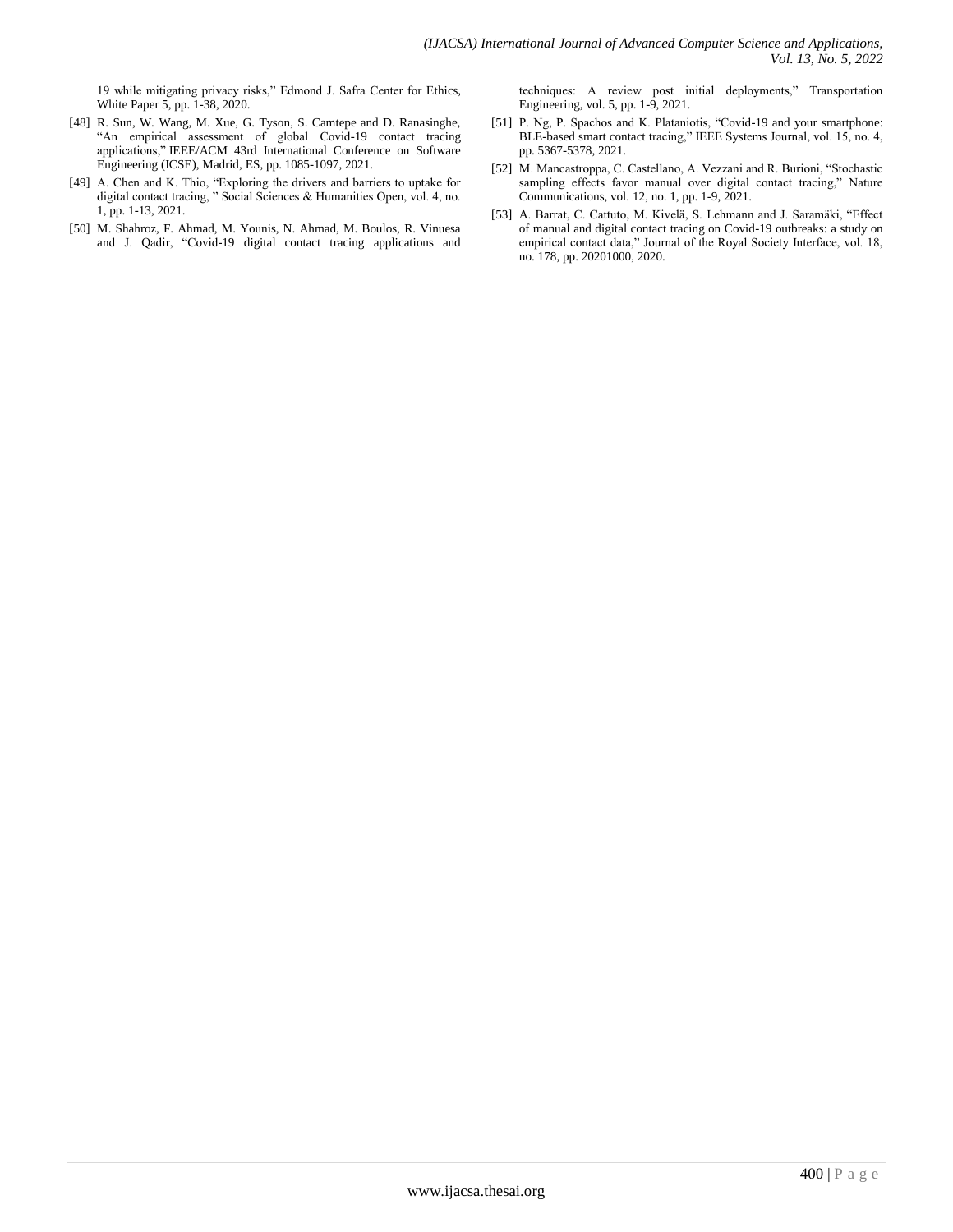19 while mitigating privacy risks," Edmond J. Safra Center for Ethics, White Paper 5, pp. 1-38, 2020.

[48] R. Sun, W. Wang, M. Xue, G. Tyson, S. Camtepe and D. Ranasinghe, "An empirical assessment of global Covid-19 contact tracing applications," IEEE/ACM 43rd International Conference on Software Engineering (ICSE), Madrid, ES, pp. 1085-1097, 2021.

[49] A. Chen and K. Thio, "Exploring the drivers and barriers to uptake for digital contact tracing, " Social Sciences & Humanities Open, vol. 4, no. 1, pp. 1-13, 2021.

[50] M. Shahroz, F. Ahmad, M. Younis, N. Ahmad, M. Boulos, R. Vinuesa and J. Qadir, "Covid-19 digital contact tracing applications and techniques: A review post initial deployments," Transportation Engineering, vol. 5, pp. 1-9, 2021.

[51] P. Ng, P. Spachos and K. Plataniotis, "Covid-19 and your smartphone: BLE-based smart contact tracing," IEEE Systems Journal, vol. 15, no. 4, pp. 5367-5378, 2021.

[52] M. Mancastroppa, C. Castellano, A. Vezzani and R. Burioni, "Stochastic sampling effects favor manual over digital contact tracing," Nature Communications, vol. 12, no. 1, pp. 1-9, 2021.

[53] A. Barrat, C. Cattuto, M. Kivelä, S. Lehmann and J. Saramäki, "Effect of manual and digital contact tracing on Covid-19 outbreaks: a study on empirical contact data," Journal of the Royal Society Interface, vol. 18, no. 178, pp. 20201000, 2020.